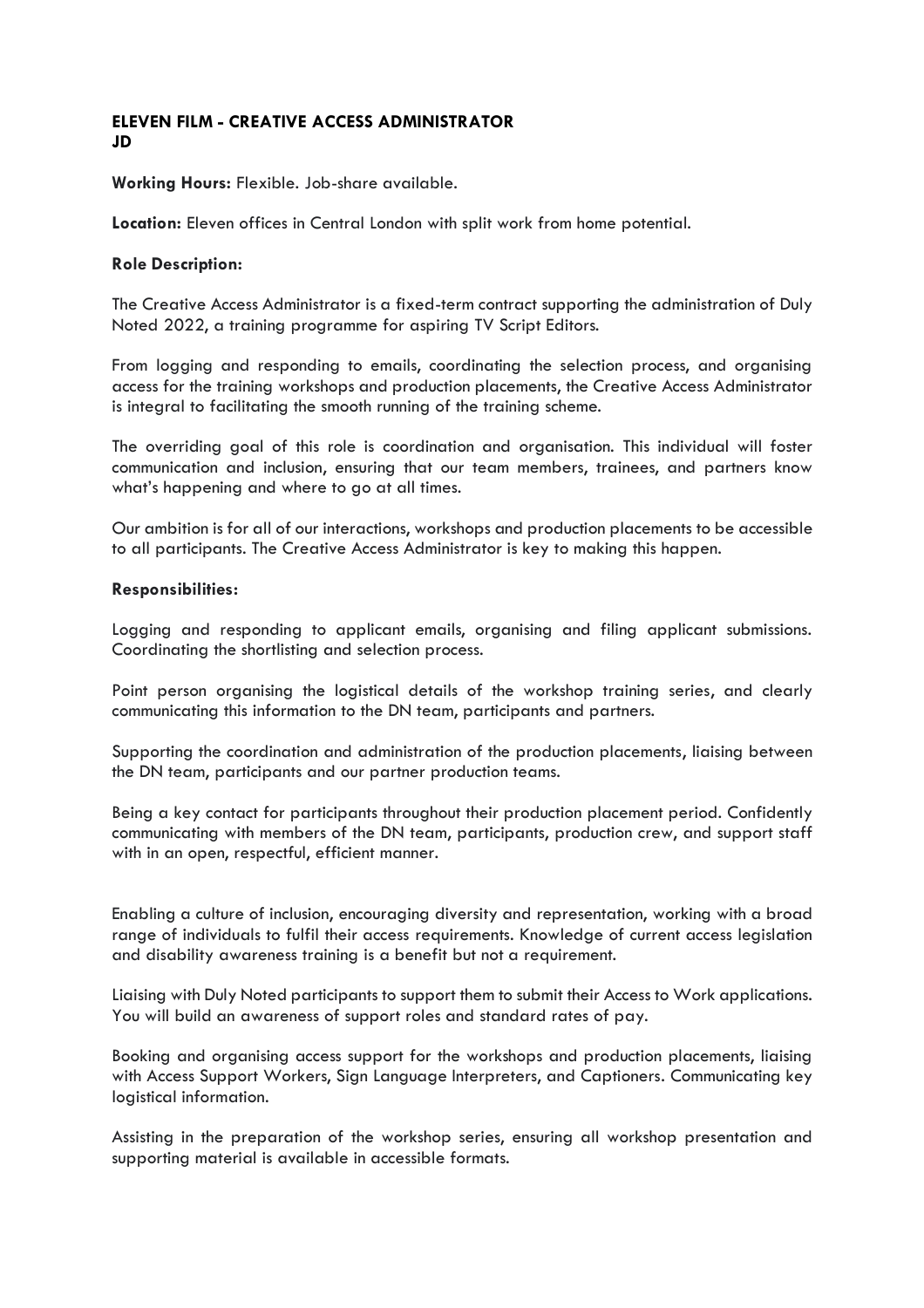**ELEVEN FILM - CREATIVE ACCESS ADMINISTRATOR JD**

**Working Hours:** Flexible. Job-share available.

**Location:** Eleven offices in Central London with split work from home potential.

**Role Description:**

The Creative Access Administrator is a fixed-term contract supporting the administration of Duly Noted 2022, a training programme for aspiring TV Script Editors.

From logging and responding to emails, coordinating the selection process, and organising access for the training workshops and production placements, the Creative Access Administrator is integral to facilitating the smooth running of the training scheme.

The overriding goal of this role is coordination and organisation. This individual will foster communication and inclusion, ensuring that our team members, trainees, and partners know what's happening and where to go at all times.

Our ambition is for all of our interactions, workshops and production placements to be accessible to all participants. The Creative Access Administrator is key to making this happen.

**Responsibilities:**

Logging and responding to applicant emails, organising and filing applicant submissions. Coordinating the shortlisting and selection process.

Point person organising the logistical details of the workshop training series, and clearly communicating this information to the DN team, participants and partners.

Supporting the coordination and administration of the production placements, liaising between the DN team, participants and our partner production teams.

Being a key contact for participants throughout their production placement period. Confidently communicating with members of the DN team, participants, production crew, and support staff with in an open, respectful, efficient manner.

Enabling a culture of inclusion, encouraging diversity and representation, working with a broad range of individuals to fulfil their access requirements. Knowledge of current access legislation and disability awareness training is a benefit but not a requirement.

Liaising with Duly Noted participants to support them to submit their Access to Work applications. You will build an awareness of support roles and standard rates of pay.

Booking and organising access support for the workshops and production placements, liaising with Access Support Workers, Sign Language Interpreters, and Captioners. Communicating key logistical information.

Assisting in the preparation of the workshop series, ensuring all workshop presentation and supporting material is available in accessible formats.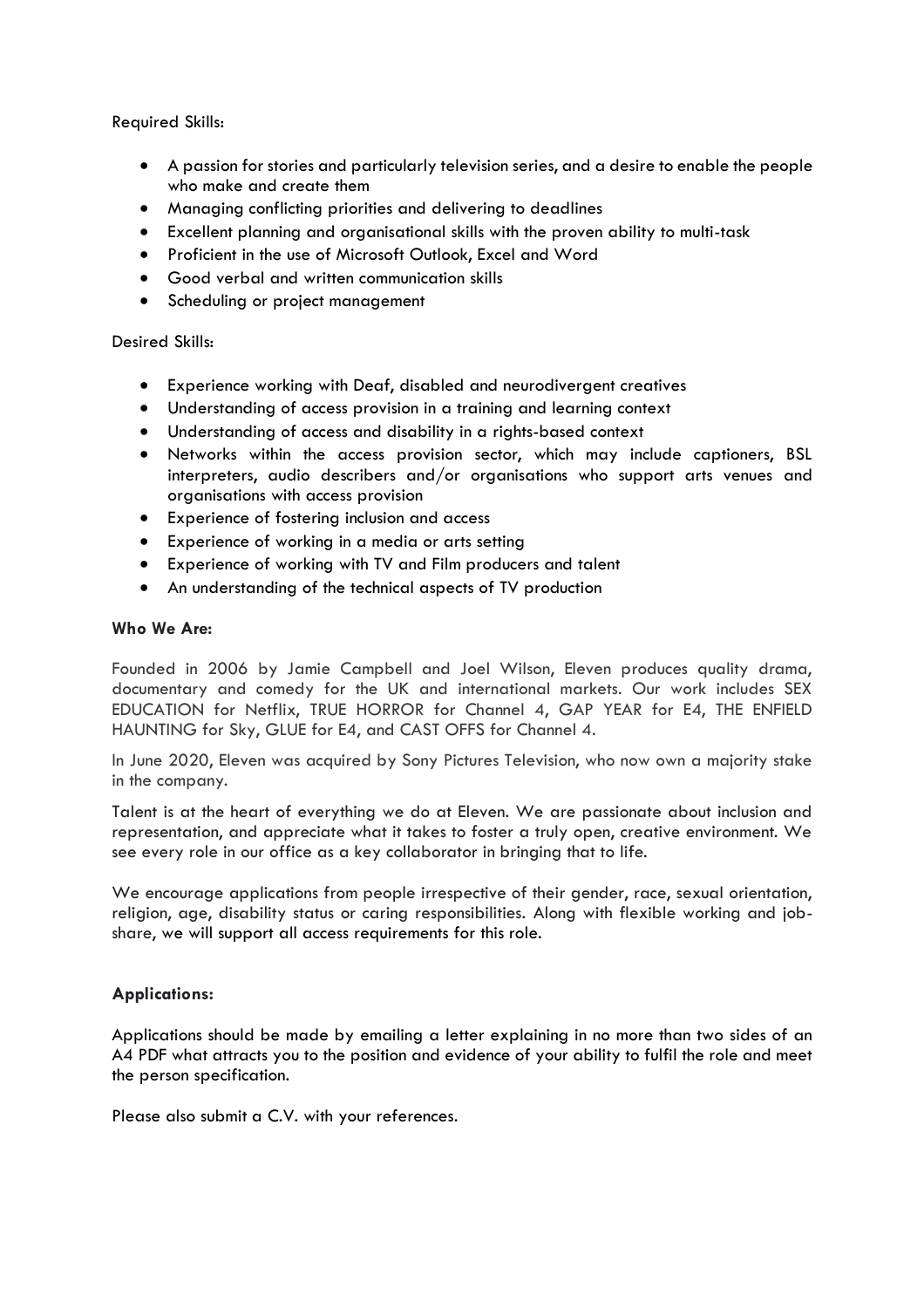Required Skills:

- A passion for stories and particularly television series, and a desire to enable the people who make and create them
- Managing conflicting priorities and delivering to deadlines
- Excellent planning and organisational skills with the proven ability to multi-task
- Proficient in the use of Microsoft Outlook, Excel and Word
- Good verbal and written communication skills
- Scheduling or project management

Desired Skills:

- Experience working with Deaf, disabled and neurodivergent creatives
- Understanding of access provision in a training and learning context
- Understanding of access and disability in a rights-based context
- Networks within the access provision sector, which may include captioners, BSL interpreters, audio describers and/or organisations who support arts venues and organisations with access provision
- Experience of fostering inclusion and access
- Experience of working in a media or arts setting
- Experience of working with TV and Film producers and talent
- An understanding of the technical aspects of TV production

**Who We Are:**

Founded in 2006 by Jamie Campbell and Joel Wilson, Eleven produces quality drama, documentary and comedy for the UK and international markets. Our work includes SEX EDUCATION for Netflix, TRUE HORROR for Channel 4, GAP YEAR for E4, THE ENFIELD HAUNTING for Sky, GLUE for E4, and CAST OFFS for Channel 4.

In June 2020, Eleven was acquired by Sony Pictures Television, who now own a majority stake in the company.

Talent is at the heart of everything we do at Eleven. We are passionate about inclusion and representation, and appreciate what it takes to foster a truly open, creative environment. We see every role in our office as a key collaborator in bringing that to life.

We encourage applications from people irrespective of their gender, race, sexual orientation, religion, age, disability status or caring responsibilities. Along with flexible working and job-share, we will support all access requirements for this role.

**Applications:**

Applications should be made by emailing a letter explaining in no more than two sides of an A4 PDF what attracts you to the position and evidence of your ability to fulfil the role and meet the person specification.

Please also submit a C.V. with your references.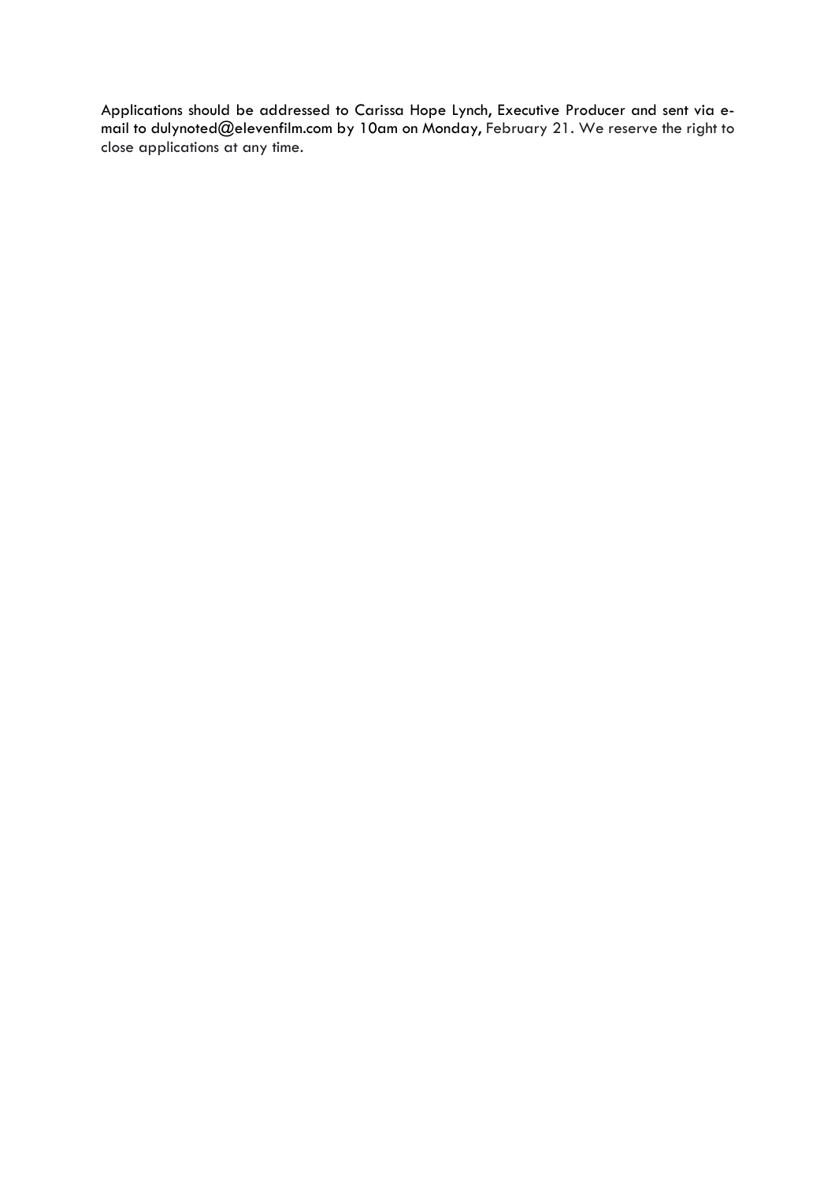Applications should be addressed to Carissa Hope Lynch, Executive Producer and sent via e-mail to dulynoted@elevenfilm.com by 10am on Monday, February 21. We reserve the right to close applications at any time.